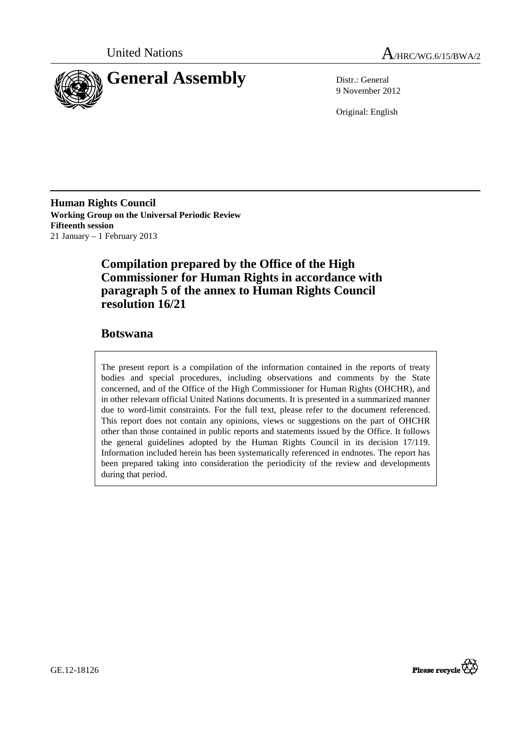United Nations

# A/HRC/WG.6/15/BWA/2

# General Assembly

Distr.: General
9 November 2012

Original: English

**Human Rights Council**
**Working Group on the Universal Periodic Review**
**Fifteenth session**
21 January – 1 February 2013

## Compilation prepared by the Office of the High Commissioner for Human Rights in accordance with paragraph 5 of the annex to Human Rights Council resolution 16/21

## Botswana

The present report is a compilation of the information contained in the reports of treaty bodies and special procedures, including observations and comments by the State concerned, and of the Office of the High Commissioner for Human Rights (OHCHR), and in other relevant official United Nations documents. It is presented in a summarized manner due to word-limit constraints. For the full text, please refer to the document referenced. This report does not contain any opinions, views or suggestions on the part of OHCHR other than those contained in public reports and statements issued by the Office. It follows the general guidelines adopted by the Human Rights Council in its decision 17/119. Information included herein has been systematically referenced in endnotes. The report has been prepared taking into consideration the periodicity of the review and developments during that period.

GE.12-18126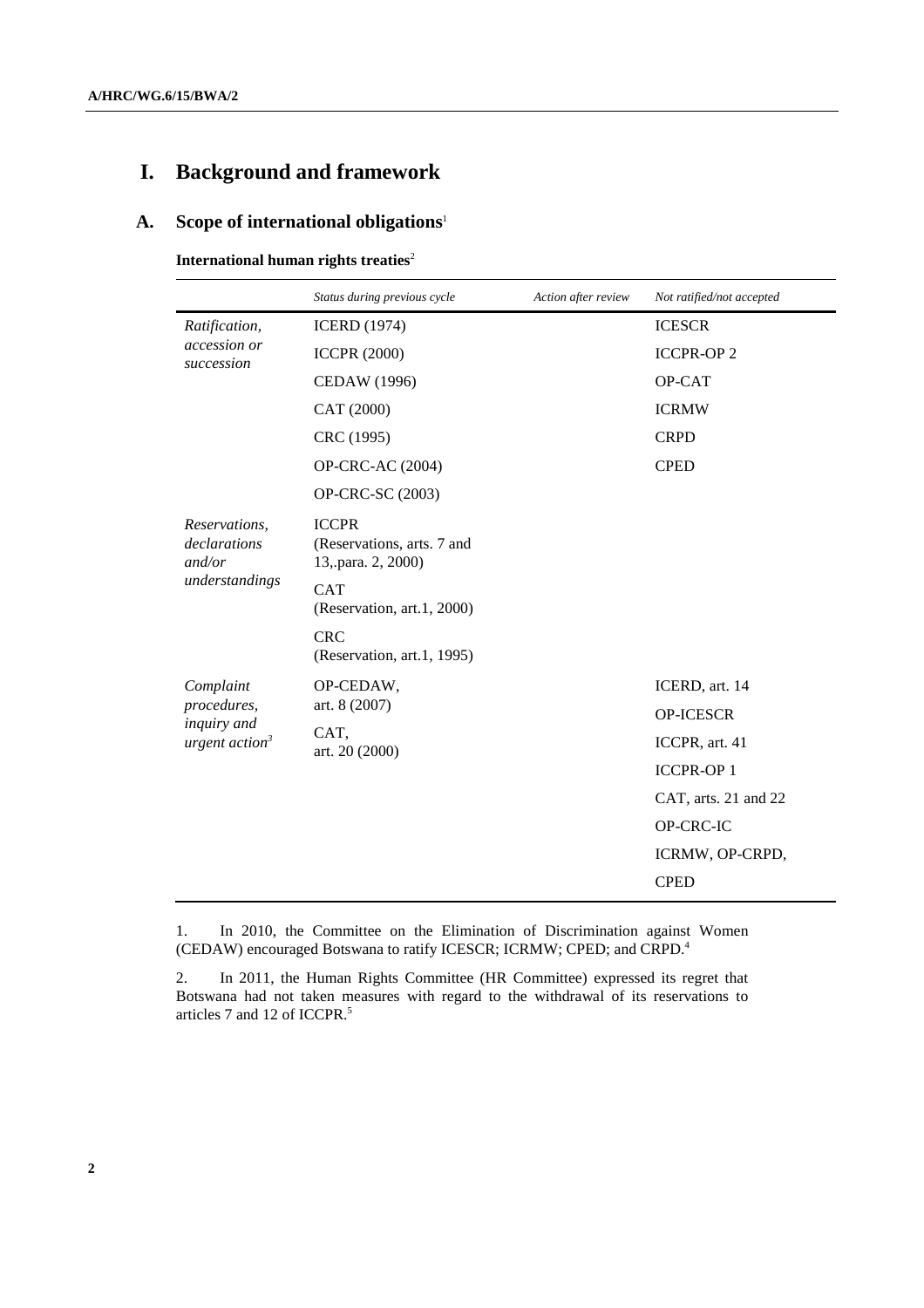# I. Background and framework

## A. Scope of international obligations[1]

**International human rights treaties**[2]

| | *Status during previous cycle* | *Action after review* | *Not ratified/not accepted* |
|---|---|---|---|
| *Ratification, accession or succession* | ICERD (1974) | | ICESCR |
| | ICCPR (2000) | | ICCPR-OP 2 |
| | CEDAW (1996) | | OP-CAT |
| | CAT (2000) | | ICRMW |
| | CRC (1995) | | CRPD |
| | OP-CRC-AC (2004) | | CPED |
| | OP-CRC-SC (2003) | | |
| *Reservations, declarations and/or understandings* | ICCPR (Reservations, arts. 7 and 13,.para. 2, 2000) | | |
| | CAT (Reservation, art.1, 2000) | | |
| | CRC (Reservation, art.1, 1995) | | |
| *Complaint procedures, inquiry and urgent action*[3] | OP-CEDAW, art. 8 (2007) | | ICERD, art. 14 |
| | CAT, art. 20 (2000) | | OP-ICESCR |
| | | | ICCPR, art. 41 |
| | | | ICCPR-OP 1 |
| | | | CAT, arts. 21 and 22 |
| | | | OP-CRC-IC |
| | | | ICRMW, OP-CRPD, |
| | | | CPED |

1. In 2010, the Committee on the Elimination of Discrimination against Women (CEDAW) encouraged Botswana to ratify ICESCR; ICRMW; CPED; and CRPD.[4]

2. In 2011, the Human Rights Committee (HR Committee) expressed its regret that Botswana had not taken measures with regard to the withdrawal of its reservations to articles 7 and 12 of ICCPR.[5]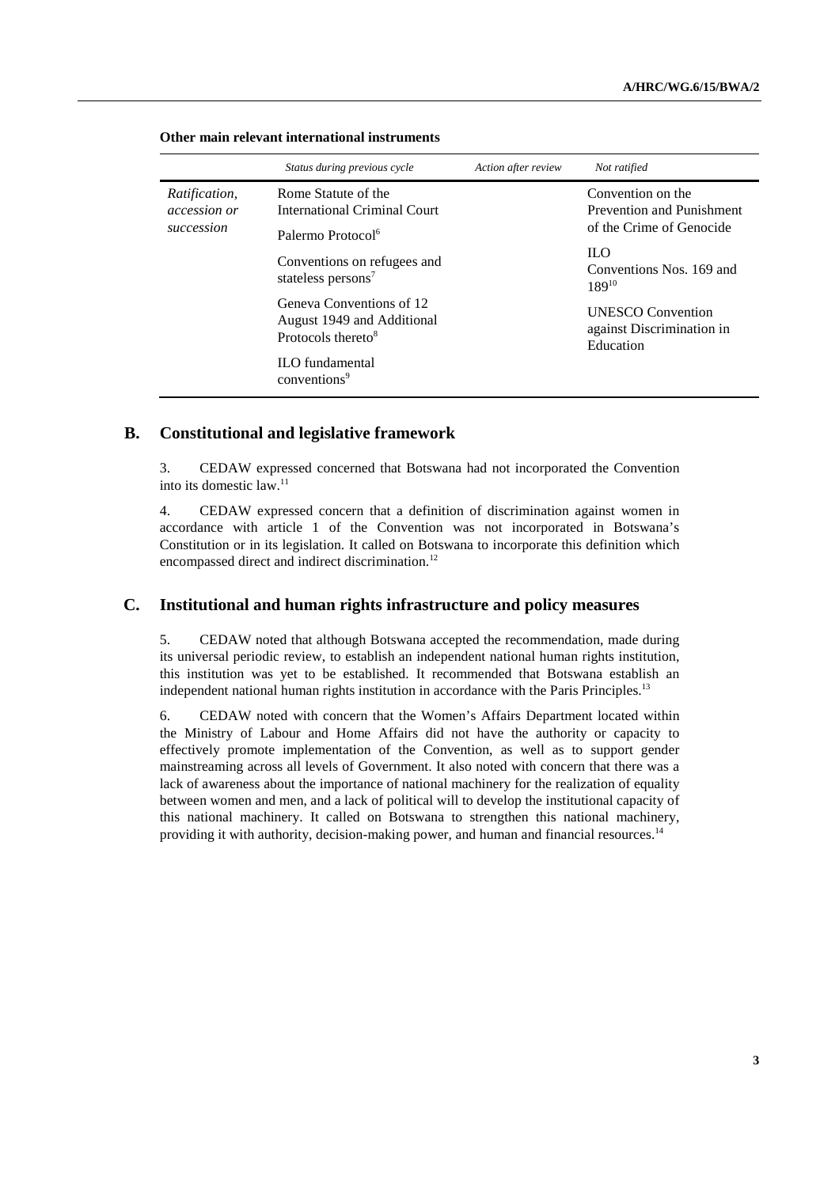**Other main relevant international instruments**

| | *Status during previous cycle* | *Action after review* | *Not ratified* |
|---|---|---|---|
| *Ratification, accession or succession* | Rome Statute of the International Criminal Court | | Convention on the Prevention and Punishment of the Crime of Genocide |
| | Palermo Protocol[6] | | ILO Conventions Nos. 169 and 189[10] |
| | Conventions on refugees and stateless persons[7] | | UNESCO Convention against Discrimination in Education |
| | Geneva Conventions of 12 August 1949 and Additional Protocols thereto[8] | | |
| | ILO fundamental conventions[9] | | |

## B. Constitutional and legislative framework

3. CEDAW expressed concerned that Botswana had not incorporated the Convention into its domestic law.[11]

4. CEDAW expressed concern that a definition of discrimination against women in accordance with article 1 of the Convention was not incorporated in Botswana's Constitution or in its legislation. It called on Botswana to incorporate this definition which encompassed direct and indirect discrimination.[12]

## C. Institutional and human rights infrastructure and policy measures

5. CEDAW noted that although Botswana accepted the recommendation, made during its universal periodic review, to establish an independent national human rights institution, this institution was yet to be established. It recommended that Botswana establish an independent national human rights institution in accordance with the Paris Principles.[13]

6. CEDAW noted with concern that the Women's Affairs Department located within the Ministry of Labour and Home Affairs did not have the authority or capacity to effectively promote implementation of the Convention, as well as to support gender mainstreaming across all levels of Government. It also noted with concern that there was a lack of awareness about the importance of national machinery for the realization of equality between women and men, and a lack of political will to develop the institutional capacity of this national machinery. It called on Botswana to strengthen this national machinery, providing it with authority, decision-making power, and human and financial resources.[14]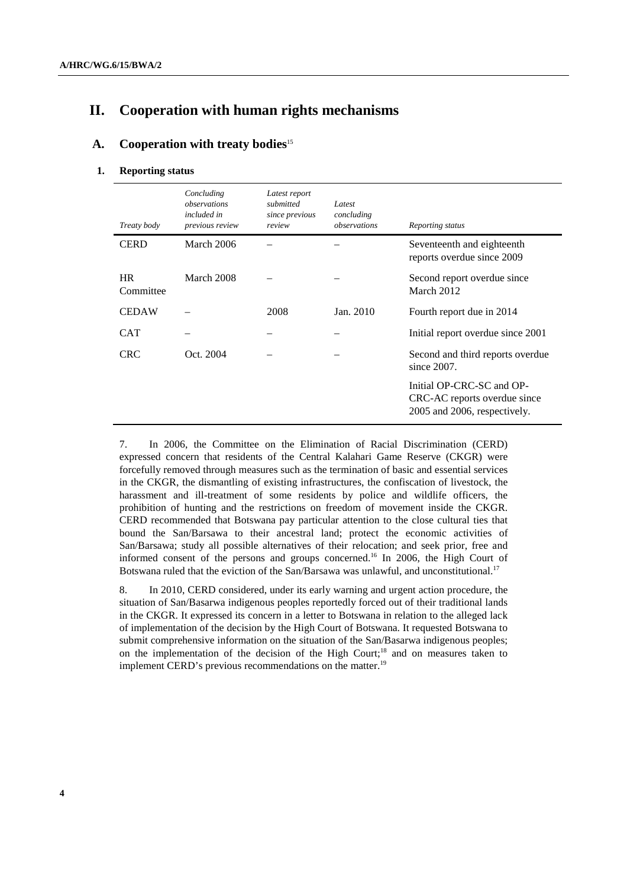# II. Cooperation with human rights mechanisms

## A. Cooperation with treaty bodies[15]

### 1. Reporting status

| *Treaty body* | *Concluding observations included in previous review* | *Latest report submitted since previous review* | *Latest concluding observations* | *Reporting status* |
|---|---|---|---|---|
| CERD | March 2006 | – | – | Seventeenth and eighteenth reports overdue since 2009 |
| HR Committee | March 2008 | – | – | Second report overdue since March 2012 |
| CEDAW | – | 2008 | Jan. 2010 | Fourth report due in 2014 |
| CAT | – | – | – | Initial report overdue since 2001 |
| CRC | Oct. 2004 | – | – | Second and third reports overdue since 2007. |
| | | | | Initial OP-CRC-SC and OP-CRC-AC reports overdue since 2005 and 2006, respectively. |

7. In 2006, the Committee on the Elimination of Racial Discrimination (CERD) expressed concern that residents of the Central Kalahari Game Reserve (CKGR) were forcefully removed through measures such as the termination of basic and essential services in the CKGR, the dismantling of existing infrastructures, the confiscation of livestock, the harassment and ill-treatment of some residents by police and wildlife officers, the prohibition of hunting and the restrictions on freedom of movement inside the CKGR. CERD recommended that Botswana pay particular attention to the close cultural ties that bound the San/Barsawa to their ancestral land; protect the economic activities of San/Barsawa; study all possible alternatives of their relocation; and seek prior, free and informed consent of the persons and groups concerned.[16] In 2006, the High Court of Botswana ruled that the eviction of the San/Barsawa was unlawful, and unconstitutional.[17]

8. In 2010, CERD considered, under its early warning and urgent action procedure, the situation of San/Basarwa indigenous peoples reportedly forced out of their traditional lands in the CKGR. It expressed its concern in a letter to Botswana in relation to the alleged lack of implementation of the decision by the High Court of Botswana. It requested Botswana to submit comprehensive information on the situation of the San/Basarwa indigenous peoples; on the implementation of the decision of the High Court;[18] and on measures taken to implement CERD's previous recommendations on the matter.[19]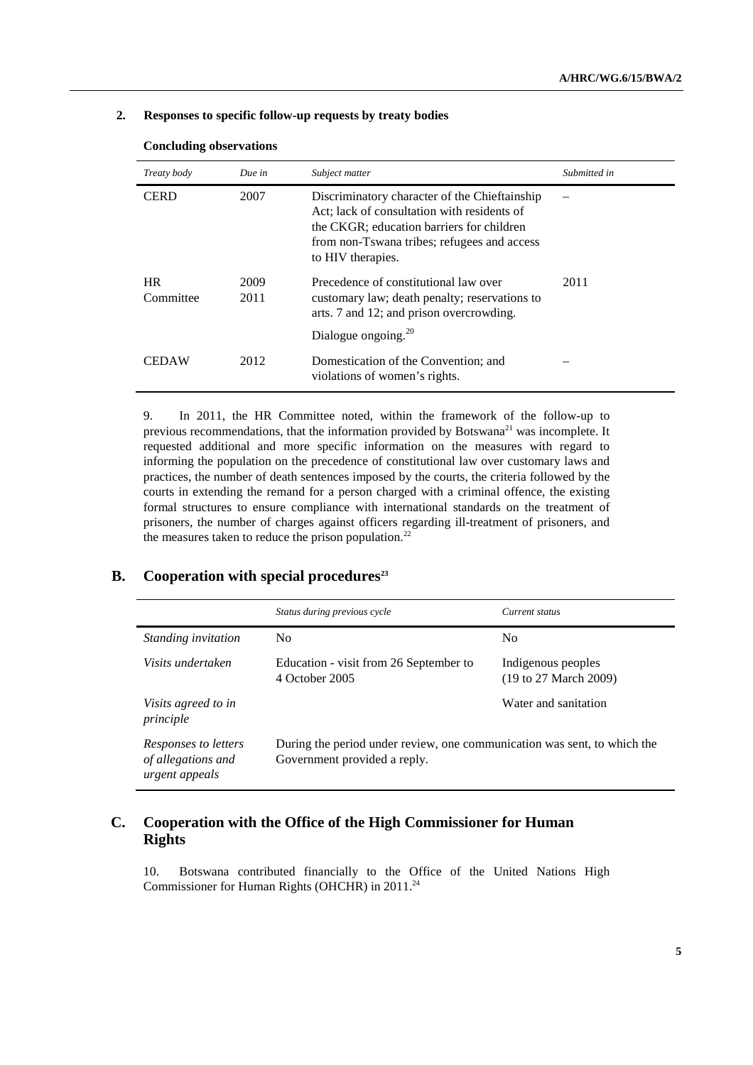### 2. Responses to specific follow-up requests by treaty bodies

**Concluding observations**

| *Treaty body* | *Due in* | *Subject matter* | *Submitted in* |
|---|---|---|---|
| CERD | 2007 | Discriminatory character of the Chieftainship Act; lack of consultation with residents of the CKGR; education barriers for children from non-Tswana tribes; refugees and access to HIV therapies. | – |
| HR Committee | 2009 2011 | Precedence of constitutional law over customary law; death penalty; reservations to arts. 7 and 12; and prison overcrowding. Dialogue ongoing.[20] | 2011 |
| CEDAW | 2012 | Domestication of the Convention; and violations of women's rights. | – |

9. In 2011, the HR Committee noted, within the framework of the follow-up to previous recommendations, that the information provided by Botswana[21] was incomplete. It requested additional and more specific information on the measures with regard to informing the population on the precedence of constitutional law over customary laws and practices, the number of death sentences imposed by the courts, the criteria followed by the courts in extending the remand for a person charged with a criminal offence, the existing formal structures to ensure compliance with international standards on the treatment of prisoners, the number of charges against officers regarding ill-treatment of prisoners, and the measures taken to reduce the prison population.[22]

## B. Cooperation with special procedures[23]

| | *Status during previous cycle* | *Current status* |
|---|---|---|
| *Standing invitation* | No | No |
| *Visits undertaken* | Education - visit from 26 September to 4 October 2005 | Indigenous peoples (19 to 27 March 2009) |
| *Visits agreed to in principle* | | Water and sanitation |
| *Responses to letters of allegations and urgent appeals* | During the period under review, one communication was sent, to which the Government provided a reply. | |

## C. Cooperation with the Office of the High Commissioner for Human Rights

10. Botswana contributed financially to the Office of the United Nations High Commissioner for Human Rights (OHCHR) in 2011.[24]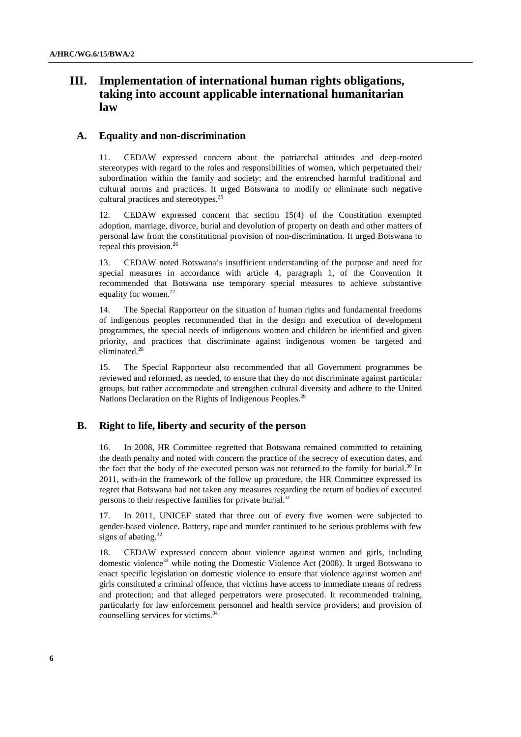# III. Implementation of international human rights obligations, taking into account applicable international humanitarian law

## A. Equality and non-discrimination

11. CEDAW expressed concern about the patriarchal attitudes and deep-rooted stereotypes with regard to the roles and responsibilities of women, which perpetuated their subordination within the family and society; and the entrenched harmful traditional and cultural norms and practices. It urged Botswana to modify or eliminate such negative cultural practices and stereotypes.[25]

12. CEDAW expressed concern that section 15(4) of the Constitution exempted adoption, marriage, divorce, burial and devolution of property on death and other matters of personal law from the constitutional provision of non-discrimination. It urged Botswana to repeal this provision.[26]

13. CEDAW noted Botswana's insufficient understanding of the purpose and need for special measures in accordance with article 4, paragraph 1, of the Convention It recommended that Botswana use temporary special measures to achieve substantive equality for women.[27]

14. The Special Rapporteur on the situation of human rights and fundamental freedoms of indigenous peoples recommended that in the design and execution of development programmes, the special needs of indigenous women and children be identified and given priority, and practices that discriminate against indigenous women be targeted and eliminated.[28]

15. The Special Rapporteur also recommended that all Government programmes be reviewed and reformed, as needed, to ensure that they do not discriminate against particular groups, but rather accommodate and strengthen cultural diversity and adhere to the United Nations Declaration on the Rights of Indigenous Peoples.[29]

## B. Right to life, liberty and security of the person

16. In 2008, HR Committee regretted that Botswana remained committed to retaining the death penalty and noted with concern the practice of the secrecy of execution dates, and the fact that the body of the executed person was not returned to the family for burial.[30] In 2011, with-in the framework of the follow up procedure, the HR Committee expressed its regret that Botswana had not taken any measures regarding the return of bodies of executed persons to their respective families for private burial.[31]

17. In 2011, UNICEF stated that three out of every five women were subjected to gender-based violence. Battery, rape and murder continued to be serious problems with few signs of abating.[32]

18. CEDAW expressed concern about violence against women and girls, including domestic violence[33] while noting the Domestic Violence Act (2008). It urged Botswana to enact specific legislation on domestic violence to ensure that violence against women and girls constituted a criminal offence, that victims have access to immediate means of redress and protection; and that alleged perpetrators were prosecuted. It recommended training, particularly for law enforcement personnel and health service providers; and provision of counselling services for victims.[34]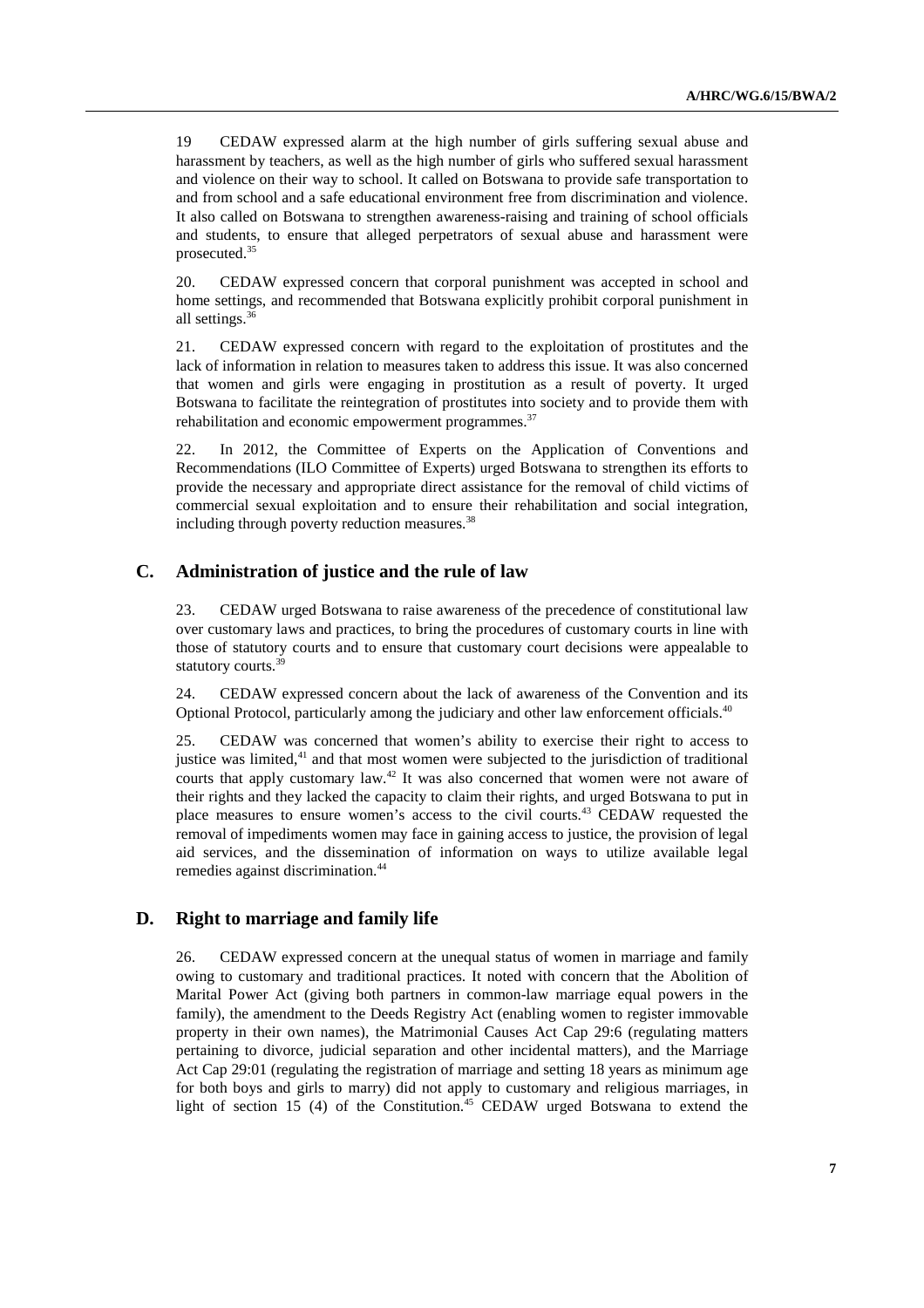19 CEDAW expressed alarm at the high number of girls suffering sexual abuse and harassment by teachers, as well as the high number of girls who suffered sexual harassment and violence on their way to school. It called on Botswana to provide safe transportation to and from school and a safe educational environment free from discrimination and violence. It also called on Botswana to strengthen awareness-raising and training of school officials and students, to ensure that alleged perpetrators of sexual abuse and harassment were prosecuted.[35]

20. CEDAW expressed concern that corporal punishment was accepted in school and home settings, and recommended that Botswana explicitly prohibit corporal punishment in all settings.[36]

21. CEDAW expressed concern with regard to the exploitation of prostitutes and the lack of information in relation to measures taken to address this issue. It was also concerned that women and girls were engaging in prostitution as a result of poverty. It urged Botswana to facilitate the reintegration of prostitutes into society and to provide them with rehabilitation and economic empowerment programmes.[37]

22. In 2012, the Committee of Experts on the Application of Conventions and Recommendations (ILO Committee of Experts) urged Botswana to strengthen its efforts to provide the necessary and appropriate direct assistance for the removal of child victims of commercial sexual exploitation and to ensure their rehabilitation and social integration, including through poverty reduction measures.[38]

## C. Administration of justice and the rule of law

23. CEDAW urged Botswana to raise awareness of the precedence of constitutional law over customary laws and practices, to bring the procedures of customary courts in line with those of statutory courts and to ensure that customary court decisions were appealable to statutory courts.[39]

24. CEDAW expressed concern about the lack of awareness of the Convention and its Optional Protocol, particularly among the judiciary and other law enforcement officials.[40]

25. CEDAW was concerned that women's ability to exercise their right to access to justice was limited,[41] and that most women were subjected to the jurisdiction of traditional courts that apply customary law.[42] It was also concerned that women were not aware of their rights and they lacked the capacity to claim their rights, and urged Botswana to put in place measures to ensure women's access to the civil courts.[43] CEDAW requested the removal of impediments women may face in gaining access to justice, the provision of legal aid services, and the dissemination of information on ways to utilize available legal remedies against discrimination.[44]

## D. Right to marriage and family life

26. CEDAW expressed concern at the unequal status of women in marriage and family owing to customary and traditional practices. It noted with concern that the Abolition of Marital Power Act (giving both partners in common-law marriage equal powers in the family), the amendment to the Deeds Registry Act (enabling women to register immovable property in their own names), the Matrimonial Causes Act Cap 29:6 (regulating matters pertaining to divorce, judicial separation and other incidental matters), and the Marriage Act Cap 29:01 (regulating the registration of marriage and setting 18 years as minimum age for both boys and girls to marry) did not apply to customary and religious marriages, in light of section 15 (4) of the Constitution.[45] CEDAW urged Botswana to extend the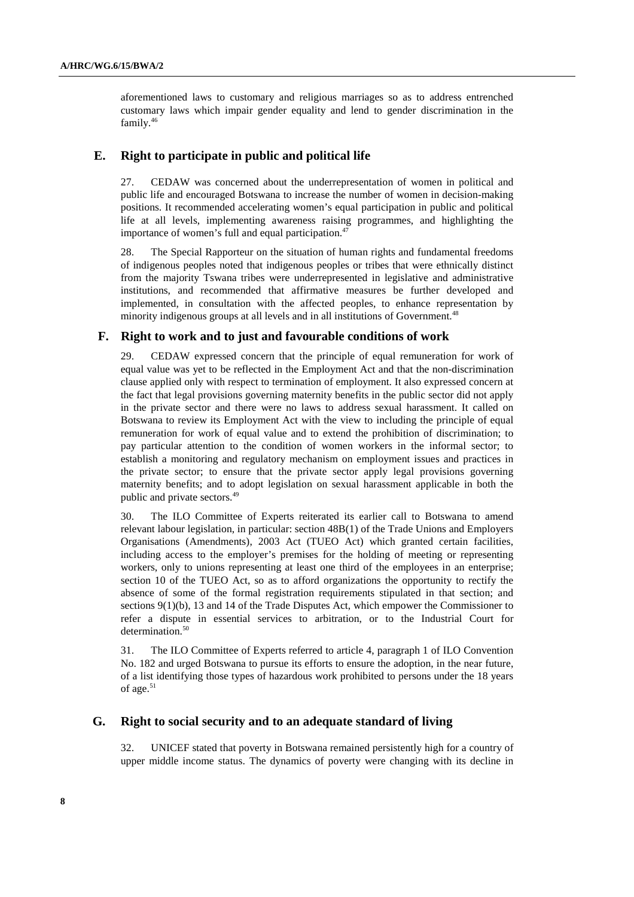aforementioned laws to customary and religious marriages so as to address entrenched customary laws which impair gender equality and lend to gender discrimination in the family.[46]

## E. Right to participate in public and political life

27. CEDAW was concerned about the underrepresentation of women in political and public life and encouraged Botswana to increase the number of women in decision-making positions. It recommended accelerating women's equal participation in public and political life at all levels, implementing awareness raising programmes, and highlighting the importance of women's full and equal participation.[47]

28. The Special Rapporteur on the situation of human rights and fundamental freedoms of indigenous peoples noted that indigenous peoples or tribes that were ethnically distinct from the majority Tswana tribes were underrepresented in legislative and administrative institutions, and recommended that affirmative measures be further developed and implemented, in consultation with the affected peoples, to enhance representation by minority indigenous groups at all levels and in all institutions of Government.[48]

## F. Right to work and to just and favourable conditions of work

29. CEDAW expressed concern that the principle of equal remuneration for work of equal value was yet to be reflected in the Employment Act and that the non-discrimination clause applied only with respect to termination of employment. It also expressed concern at the fact that legal provisions governing maternity benefits in the public sector did not apply in the private sector and there were no laws to address sexual harassment. It called on Botswana to review its Employment Act with the view to including the principle of equal remuneration for work of equal value and to extend the prohibition of discrimination; to pay particular attention to the condition of women workers in the informal sector; to establish a monitoring and regulatory mechanism on employment issues and practices in the private sector; to ensure that the private sector apply legal provisions governing maternity benefits; and to adopt legislation on sexual harassment applicable in both the public and private sectors.[49]

30. The ILO Committee of Experts reiterated its earlier call to Botswana to amend relevant labour legislation, in particular: section 48B(1) of the Trade Unions and Employers Organisations (Amendments), 2003 Act (TUEO Act) which granted certain facilities, including access to the employer's premises for the holding of meeting or representing workers, only to unions representing at least one third of the employees in an enterprise; section 10 of the TUEO Act, so as to afford organizations the opportunity to rectify the absence of some of the formal registration requirements stipulated in that section; and sections 9(1)(b), 13 and 14 of the Trade Disputes Act, which empower the Commissioner to refer a dispute in essential services to arbitration, or to the Industrial Court for determination.[50]

31. The ILO Committee of Experts referred to article 4, paragraph 1 of ILO Convention No. 182 and urged Botswana to pursue its efforts to ensure the adoption, in the near future, of a list identifying those types of hazardous work prohibited to persons under the 18 years of age.[51]

## G. Right to social security and to an adequate standard of living

32. UNICEF stated that poverty in Botswana remained persistently high for a country of upper middle income status. The dynamics of poverty were changing with its decline in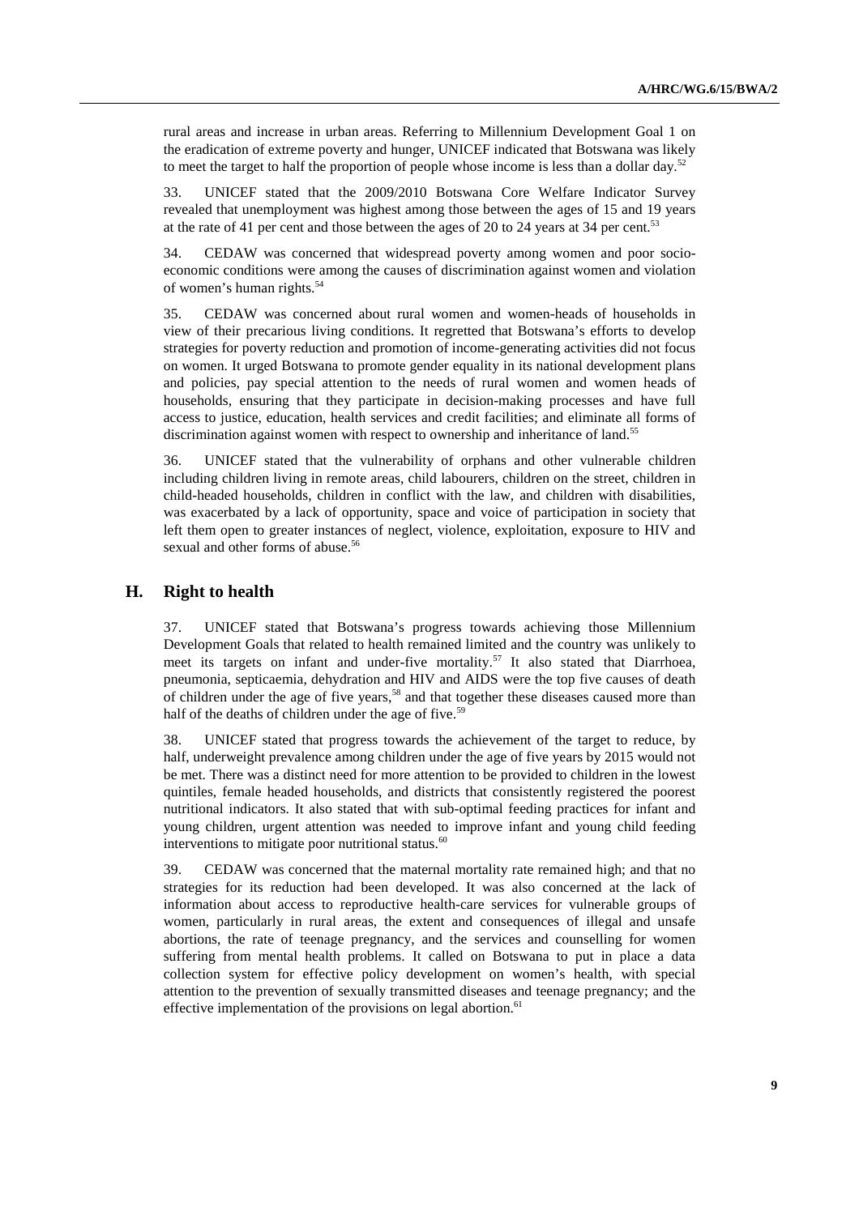rural areas and increase in urban areas. Referring to Millennium Development Goal 1 on the eradication of extreme poverty and hunger, UNICEF indicated that Botswana was likely to meet the target to half the proportion of people whose income is less than a dollar day.[52]

33. UNICEF stated that the 2009/2010 Botswana Core Welfare Indicator Survey revealed that unemployment was highest among those between the ages of 15 and 19 years at the rate of 41 per cent and those between the ages of 20 to 24 years at 34 per cent.[53]

34. CEDAW was concerned that widespread poverty among women and poor socio-economic conditions were among the causes of discrimination against women and violation of women's human rights.[54]

35. CEDAW was concerned about rural women and women-heads of households in view of their precarious living conditions. It regretted that Botswana's efforts to develop strategies for poverty reduction and promotion of income-generating activities did not focus on women. It urged Botswana to promote gender equality in its national development plans and policies, pay special attention to the needs of rural women and women heads of households, ensuring that they participate in decision-making processes and have full access to justice, education, health services and credit facilities; and eliminate all forms of discrimination against women with respect to ownership and inheritance of land.[55]

36. UNICEF stated that the vulnerability of orphans and other vulnerable children including children living in remote areas, child labourers, children on the street, children in child-headed households, children in conflict with the law, and children with disabilities, was exacerbated by a lack of opportunity, space and voice of participation in society that left them open to greater instances of neglect, violence, exploitation, exposure to HIV and sexual and other forms of abuse.[56]

## H. Right to health

37. UNICEF stated that Botswana's progress towards achieving those Millennium Development Goals that related to health remained limited and the country was unlikely to meet its targets on infant and under-five mortality.[57] It also stated that Diarrhoea, pneumonia, septicaemia, dehydration and HIV and AIDS were the top five causes of death of children under the age of five years,[58] and that together these diseases caused more than half of the deaths of children under the age of five.[59]

38. UNICEF stated that progress towards the achievement of the target to reduce, by half, underweight prevalence among children under the age of five years by 2015 would not be met. There was a distinct need for more attention to be provided to children in the lowest quintiles, female headed households, and districts that consistently registered the poorest nutritional indicators. It also stated that with sub-optimal feeding practices for infant and young children, urgent attention was needed to improve infant and young child feeding interventions to mitigate poor nutritional status.[60]

39. CEDAW was concerned that the maternal mortality rate remained high; and that no strategies for its reduction had been developed. It was also concerned at the lack of information about access to reproductive health-care services for vulnerable groups of women, particularly in rural areas, the extent and consequences of illegal and unsafe abortions, the rate of teenage pregnancy, and the services and counselling for women suffering from mental health problems. It called on Botswana to put in place a data collection system for effective policy development on women's health, with special attention to the prevention of sexually transmitted diseases and teenage pregnancy; and the effective implementation of the provisions on legal abortion.[61]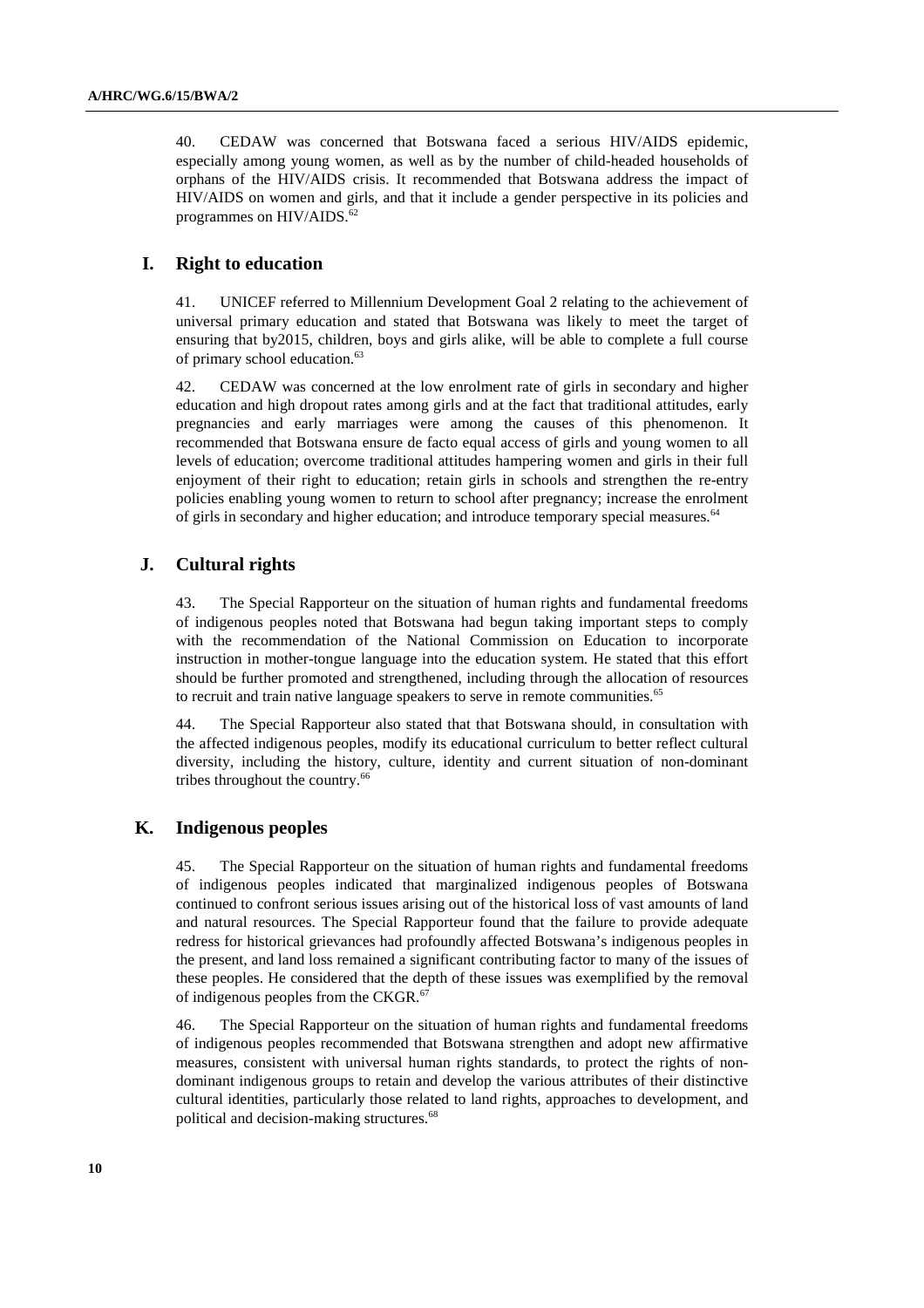40. CEDAW was concerned that Botswana faced a serious HIV/AIDS epidemic, especially among young women, as well as by the number of child-headed households of orphans of the HIV/AIDS crisis. It recommended that Botswana address the impact of HIV/AIDS on women and girls, and that it include a gender perspective in its policies and programmes on HIV/AIDS.[62]

## I. Right to education

41. UNICEF referred to Millennium Development Goal 2 relating to the achievement of universal primary education and stated that Botswana was likely to meet the target of ensuring that by2015, children, boys and girls alike, will be able to complete a full course of primary school education.[63]

42. CEDAW was concerned at the low enrolment rate of girls in secondary and higher education and high dropout rates among girls and at the fact that traditional attitudes, early pregnancies and early marriages were among the causes of this phenomenon. It recommended that Botswana ensure de facto equal access of girls and young women to all levels of education; overcome traditional attitudes hampering women and girls in their full enjoyment of their right to education; retain girls in schools and strengthen the re-entry policies enabling young women to return to school after pregnancy; increase the enrolment of girls in secondary and higher education; and introduce temporary special measures.[64]

## J. Cultural rights

43. The Special Rapporteur on the situation of human rights and fundamental freedoms of indigenous peoples noted that Botswana had begun taking important steps to comply with the recommendation of the National Commission on Education to incorporate instruction in mother-tongue language into the education system. He stated that this effort should be further promoted and strengthened, including through the allocation of resources to recruit and train native language speakers to serve in remote communities.[65]

44. The Special Rapporteur also stated that that Botswana should, in consultation with the affected indigenous peoples, modify its educational curriculum to better reflect cultural diversity, including the history, culture, identity and current situation of non-dominant tribes throughout the country.[66]

## K. Indigenous peoples

45. The Special Rapporteur on the situation of human rights and fundamental freedoms of indigenous peoples indicated that marginalized indigenous peoples of Botswana continued to confront serious issues arising out of the historical loss of vast amounts of land and natural resources. The Special Rapporteur found that the failure to provide adequate redress for historical grievances had profoundly affected Botswana's indigenous peoples in the present, and land loss remained a significant contributing factor to many of the issues of these peoples. He considered that the depth of these issues was exemplified by the removal of indigenous peoples from the CKGR.[67]

46. The Special Rapporteur on the situation of human rights and fundamental freedoms of indigenous peoples recommended that Botswana strengthen and adopt new affirmative measures, consistent with universal human rights standards, to protect the rights of non-dominant indigenous groups to retain and develop the various attributes of their distinctive cultural identities, particularly those related to land rights, approaches to development, and political and decision-making structures.[68]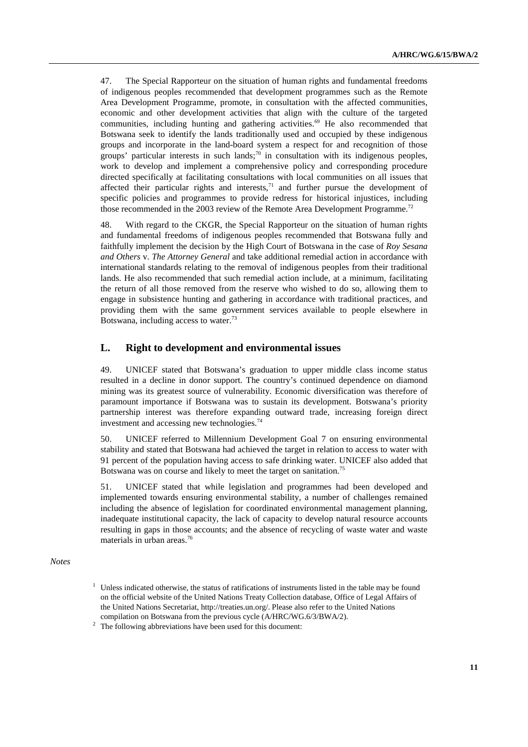47. The Special Rapporteur on the situation of human rights and fundamental freedoms of indigenous peoples recommended that development programmes such as the Remote Area Development Programme, promote, in consultation with the affected communities, economic and other development activities that align with the culture of the targeted communities, including hunting and gathering activities.[69] He also recommended that Botswana seek to identify the lands traditionally used and occupied by these indigenous groups and incorporate in the land-board system a respect for and recognition of those groups' particular interests in such lands;[70] in consultation with its indigenous peoples, work to develop and implement a comprehensive policy and corresponding procedure directed specifically at facilitating consultations with local communities on all issues that affected their particular rights and interests,[71] and further pursue the development of specific policies and programmes to provide redress for historical injustices, including those recommended in the 2003 review of the Remote Area Development Programme.[72]

48. With regard to the CKGR, the Special Rapporteur on the situation of human rights and fundamental freedoms of indigenous peoples recommended that Botswana fully and faithfully implement the decision by the High Court of Botswana in the case of *Roy Sesana and Others* v. *The Attorney General* and take additional remedial action in accordance with international standards relating to the removal of indigenous peoples from their traditional lands. He also recommended that such remedial action include, at a minimum, facilitating the return of all those removed from the reserve who wished to do so, allowing them to engage in subsistence hunting and gathering in accordance with traditional practices, and providing them with the same government services available to people elsewhere in Botswana, including access to water.[73]

## L. Right to development and environmental issues

49. UNICEF stated that Botswana's graduation to upper middle class income status resulted in a decline in donor support. The country's continued dependence on diamond mining was its greatest source of vulnerability. Economic diversification was therefore of paramount importance if Botswana was to sustain its development. Botswana's priority partnership interest was therefore expanding outward trade, increasing foreign direct investment and accessing new technologies.[74]

50. UNICEF referred to Millennium Development Goal 7 on ensuring environmental stability and stated that Botswana had achieved the target in relation to access to water with 91 percent of the population having access to safe drinking water. UNICEF also added that Botswana was on course and likely to meet the target on sanitation.[75]

51. UNICEF stated that while legislation and programmes had been developed and implemented towards ensuring environmental stability, a number of challenges remained including the absence of legislation for coordinated environmental management planning, inadequate institutional capacity, the lack of capacity to develop natural resource accounts resulting in gaps in those accounts; and the absence of recycling of waste water and waste materials in urban areas.[76]

*Notes*

[1] Unless indicated otherwise, the status of ratifications of instruments listed in the table may be found on the official website of the United Nations Treaty Collection database, Office of Legal Affairs of the United Nations Secretariat, http://treaties.un.org/. Please also refer to the United Nations compilation on Botswana from the previous cycle (A/HRC/WG.6/3/BWA/2).

[2] The following abbreviations have been used for this document: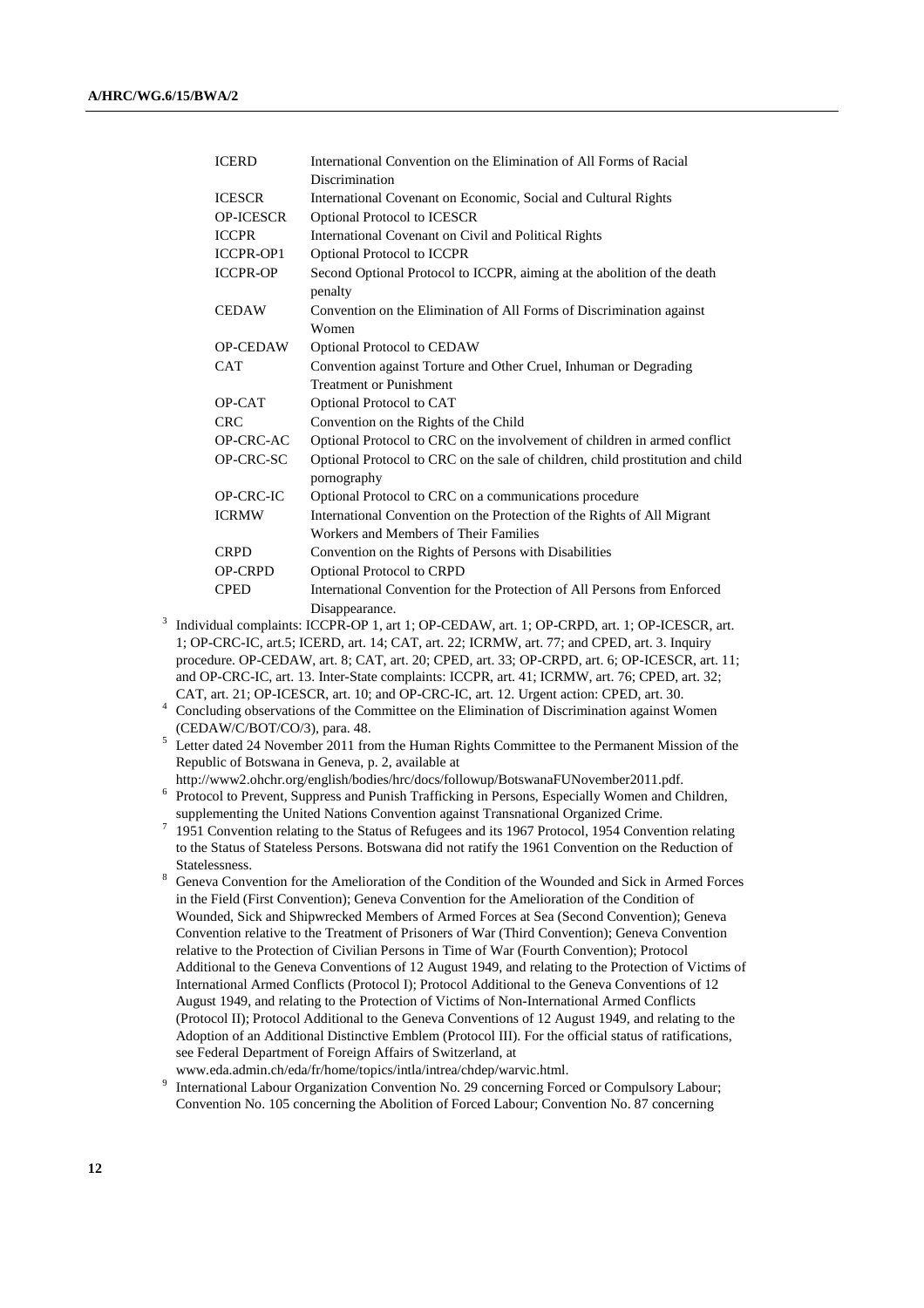| | |
|---|---|
| ICERD | International Convention on the Elimination of All Forms of Racial Discrimination |
| ICESCR | International Covenant on Economic, Social and Cultural Rights |
| OP-ICESCR | Optional Protocol to ICESCR |
| ICCPR | International Covenant on Civil and Political Rights |
| ICCPR-OP1 | Optional Protocol to ICCPR |
| ICCPR-OP | Second Optional Protocol to ICCPR, aiming at the abolition of the death penalty |
| CEDAW | Convention on the Elimination of All Forms of Discrimination against Women |
| OP-CEDAW | Optional Protocol to CEDAW |
| CAT | Convention against Torture and Other Cruel, Inhuman or Degrading Treatment or Punishment |
| OP-CAT | Optional Protocol to CAT |
| CRC | Convention on the Rights of the Child |
| OP-CRC-AC | Optional Protocol to CRC on the involvement of children in armed conflict |
| OP-CRC-SC | Optional Protocol to CRC on the sale of children, child prostitution and child pornography |
| OP-CRC-IC | Optional Protocol to CRC on a communications procedure |
| ICRMW | International Convention on the Protection of the Rights of All Migrant Workers and Members of Their Families |
| CRPD | Convention on the Rights of Persons with Disabilities |
| OP-CRPD | Optional Protocol to CRPD |
| CPED | International Convention for the Protection of All Persons from Enforced Disappearance. |

[3] Individual complaints: ICCPR-OP 1, art 1; OP-CEDAW, art. 1; OP-CRPD, art. 1; OP-ICESCR, art. 1; OP-CRC-IC, art.5; ICERD, art. 14; CAT, art. 22; ICRMW, art. 77; and CPED, art. 3. Inquiry procedure. OP-CEDAW, art. 8; CAT, art. 20; CPED, art. 33; OP-CRPD, art. 6; OP-ICESCR, art. 11; and OP-CRC-IC, art. 13. Inter-State complaints: ICCPR, art. 41; ICRMW, art. 76; CPED, art. 32; CAT, art. 21; OP-ICESCR, art. 10; and OP-CRC-IC, art. 12. Urgent action: CPED, art. 30.

[4] Concluding observations of the Committee on the Elimination of Discrimination against Women (CEDAW/C/BOT/CO/3), para. 48.

[5] Letter dated 24 November 2011 from the Human Rights Committee to the Permanent Mission of the Republic of Botswana in Geneva, p. 2, available at http://www2.ohchr.org/english/bodies/hrc/docs/followup/BotswanaFUNovember2011.pdf.

[6] Protocol to Prevent, Suppress and Punish Trafficking in Persons, Especially Women and Children, supplementing the United Nations Convention against Transnational Organized Crime.

[7] 1951 Convention relating to the Status of Refugees and its 1967 Protocol, 1954 Convention relating to the Status of Stateless Persons. Botswana did not ratify the 1961 Convention on the Reduction of Statelessness.

[8] Geneva Convention for the Amelioration of the Condition of the Wounded and Sick in Armed Forces in the Field (First Convention); Geneva Convention for the Amelioration of the Condition of Wounded, Sick and Shipwrecked Members of Armed Forces at Sea (Second Convention); Geneva Convention relative to the Treatment of Prisoners of War (Third Convention); Geneva Convention relative to the Protection of Civilian Persons in Time of War (Fourth Convention); Protocol Additional to the Geneva Conventions of 12 August 1949, and relating to the Protection of Victims of International Armed Conflicts (Protocol I); Protocol Additional to the Geneva Conventions of 12 August 1949, and relating to the Protection of Victims of Non-International Armed Conflicts (Protocol II); Protocol Additional to the Geneva Conventions of 12 August 1949, and relating to the Adoption of an Additional Distinctive Emblem (Protocol III). For the official status of ratifications, see Federal Department of Foreign Affairs of Switzerland, at www.eda.admin.ch/eda/fr/home/topics/intla/intrea/chdep/warvic.html.

[9] International Labour Organization Convention No. 29 concerning Forced or Compulsory Labour; Convention No. 105 concerning the Abolition of Forced Labour; Convention No. 87 concerning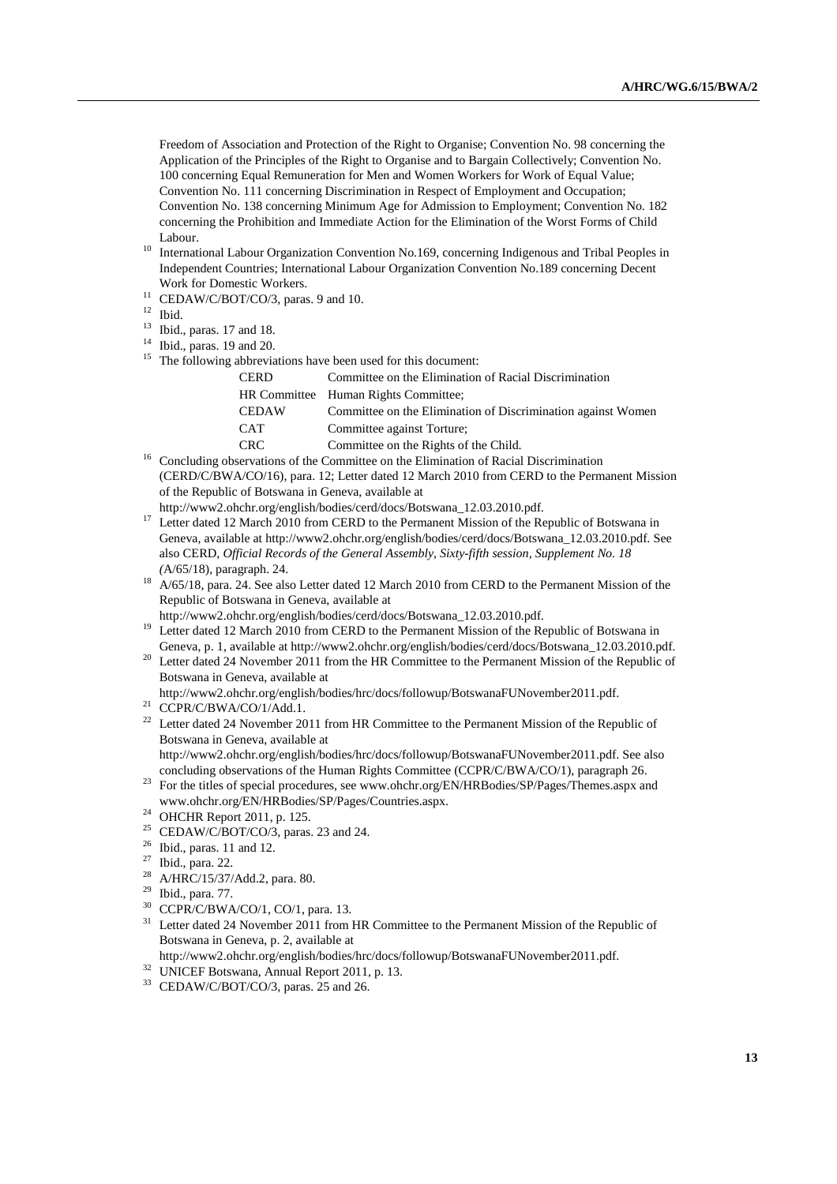Freedom of Association and Protection of the Right to Organise; Convention No. 98 concerning the Application of the Principles of the Right to Organise and to Bargain Collectively; Convention No. 100 concerning Equal Remuneration for Men and Women Workers for Work of Equal Value; Convention No. 111 concerning Discrimination in Respect of Employment and Occupation; Convention No. 138 concerning Minimum Age for Admission to Employment; Convention No. 182 concerning the Prohibition and Immediate Action for the Elimination of the Worst Forms of Child Labour.

[10] International Labour Organization Convention No.169, concerning Indigenous and Tribal Peoples in Independent Countries; International Labour Organization Convention No.189 concerning Decent Work for Domestic Workers.

[11] CEDAW/C/BOT/CO/3, paras. 9 and 10.

[12] Ibid.

[13] Ibid., paras. 17 and 18.

[14] Ibid., paras. 19 and 20.

[15] The following abbreviations have been used for this document:

| | |
|---|---|
| CERD | Committee on the Elimination of Racial Discrimination |
| HR Committee | Human Rights Committee; |
| CEDAW | Committee on the Elimination of Discrimination against Women |
| CAT | Committee against Torture; |
| CRC | Committee on the Rights of the Child. |

[16] Concluding observations of the Committee on the Elimination of Racial Discrimination (CERD/C/BWA/CO/16), para. 12; Letter dated 12 March 2010 from CERD to the Permanent Mission of the Republic of Botswana in Geneva, available at http://www2.ohchr.org/english/bodies/cerd/docs/Botswana_12.03.2010.pdf.

[17] Letter dated 12 March 2010 from CERD to the Permanent Mission of the Republic of Botswana in Geneva, available at http://www2.ohchr.org/english/bodies/cerd/docs/Botswana_12.03.2010.pdf. See also CERD, *Official Records of the General Assembly, Sixty-fifth session, Supplement No. 18 (*A/65/18), paragraph. 24.

[18] A/65/18, para. 24. See also Letter dated 12 March 2010 from CERD to the Permanent Mission of the Republic of Botswana in Geneva, available at http://www2.ohchr.org/english/bodies/cerd/docs/Botswana_12.03.2010.pdf.

[19] Letter dated 12 March 2010 from CERD to the Permanent Mission of the Republic of Botswana in Geneva, p. 1, available at http://www2.ohchr.org/english/bodies/cerd/docs/Botswana_12.03.2010.pdf.

[20] Letter dated 24 November 2011 from the HR Committee to the Permanent Mission of the Republic of Botswana in Geneva, available at http://www2.ohchr.org/english/bodies/hrc/docs/followup/BotswanaFUNovember2011.pdf.

[21] CCPR/C/BWA/CO/1/Add.1.

[22] Letter dated 24 November 2011 from HR Committee to the Permanent Mission of the Republic of Botswana in Geneva, available at http://www2.ohchr.org/english/bodies/hrc/docs/followup/BotswanaFUNovember2011.pdf. See also concluding observations of the Human Rights Committee (CCPR/C/BWA/CO/1), paragraph 26.

[23] For the titles of special procedures, see www.ohchr.org/EN/HRBodies/SP/Pages/Themes.aspx and www.ohchr.org/EN/HRBodies/SP/Pages/Countries.aspx.

[24] OHCHR Report 2011, p. 125.

[25] CEDAW/C/BOT/CO/3, paras. 23 and 24.

[26] Ibid., paras. 11 and 12.

[27] Ibid., para. 22.

[28] A/HRC/15/37/Add.2, para. 80.

[29] Ibid., para. 77.

[30] CCPR/C/BWA/CO/1, CO/1, para. 13.

[31] Letter dated 24 November 2011 from HR Committee to the Permanent Mission of the Republic of Botswana in Geneva, p. 2, available at http://www2.ohchr.org/english/bodies/hrc/docs/followup/BotswanaFUNovember2011.pdf.

[32] UNICEF Botswana, Annual Report 2011, p. 13.

[33] CEDAW/C/BOT/CO/3, paras. 25 and 26.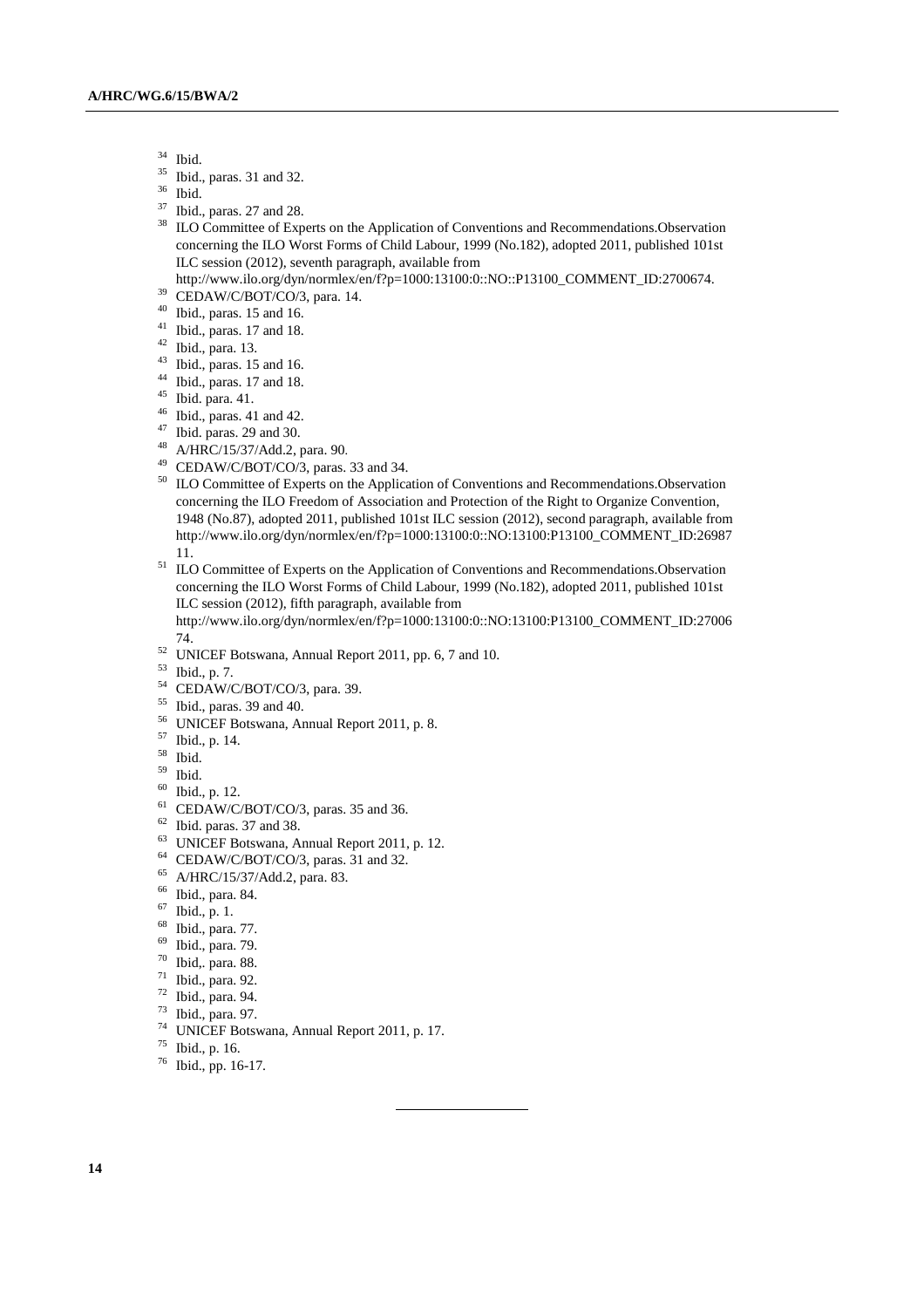[34] Ibid.
[35] Ibid., paras. 31 and 32.
[36] Ibid.
[37] Ibid., paras. 27 and 28.
[38] ILO Committee of Experts on the Application of Conventions and Recommendations.Observation concerning the ILO Worst Forms of Child Labour, 1999 (No.182), adopted 2011, published 101st ILC session (2012), seventh paragraph, available from http://www.ilo.org/dyn/normlex/en/f?p=1000:13100:0::NO::P13100_COMMENT_ID:2700674.
[39] CEDAW/C/BOT/CO/3, para. 14.
[40] Ibid., paras. 15 and 16.
[41] Ibid., paras. 17 and 18.
[42] Ibid., para. 13.
[43] Ibid., paras. 15 and 16.
[44] Ibid., paras. 17 and 18.
[45] Ibid. para. 41.
[46] Ibid., paras. 41 and 42.
[47] Ibid. paras. 29 and 30.
[48] A/HRC/15/37/Add.2, para. 90.
[49] CEDAW/C/BOT/CO/3, paras. 33 and 34.
[50] ILO Committee of Experts on the Application of Conventions and Recommendations.Observation concerning the ILO Freedom of Association and Protection of the Right to Organize Convention, 1948 (No.87), adopted 2011, published 101st ILC session (2012), second paragraph, available from http://www.ilo.org/dyn/normlex/en/f?p=1000:13100:0::NO:13100:P13100_COMMENT_ID:2698711.
[51] ILO Committee of Experts on the Application of Conventions and Recommendations.Observation concerning the ILO Worst Forms of Child Labour, 1999 (No.182), adopted 2011, published 101st ILC session (2012), fifth paragraph, available from http://www.ilo.org/dyn/normlex/en/f?p=1000:13100:0::NO:13100:P13100_COMMENT_ID:2700674.
[52] UNICEF Botswana, Annual Report 2011, pp. 6, 7 and 10.
[53] Ibid., p. 7.
[54] CEDAW/C/BOT/CO/3, para. 39.
[55] Ibid., paras. 39 and 40.
[56] UNICEF Botswana, Annual Report 2011, p. 8.
[57] Ibid., p. 14.
[58] Ibid.
[59] Ibid.
[60] Ibid., p. 12.
[61] CEDAW/C/BOT/CO/3, paras. 35 and 36.
[62] Ibid. paras. 37 and 38.
[63] UNICEF Botswana, Annual Report 2011, p. 12.
[64] CEDAW/C/BOT/CO/3, paras. 31 and 32.
[65] A/HRC/15/37/Add.2, para. 83.
[66] Ibid., para. 84.
[67] Ibid., p. 1.
[68] Ibid., para. 77.
[69] Ibid., para. 79.
[70] Ibid,. para. 88.
[71] Ibid., para. 92.
[72] Ibid., para. 94.
[73] Ibid., para. 97.
[74] UNICEF Botswana, Annual Report 2011, p. 17.
[75] Ibid., p. 16.
[76] Ibid., pp. 16-17.